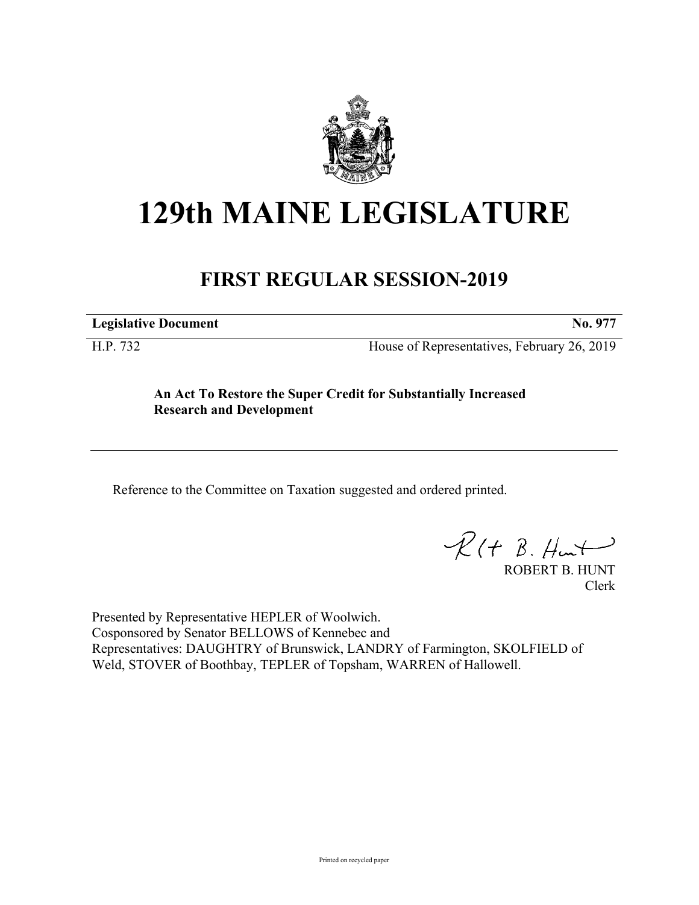# 129th MAINE LEGISLATURE

## FIRST REGULAR SESSION-2019

| **Legislative Document** | **No. 977** |
|---|---|
| H.P. 732 | House of Representatives, February 26, 2019 |

**An Act To Restore the Super Credit for Substantially Increased Research and Development**

Reference to the Committee on Taxation suggested and ordered printed.

ROBERT B. HUNT
Clerk

Presented by Representative HEPLER of Woolwich.
Cosponsored by Senator BELLOWS of Kennebec and
Representatives: DAUGHTRY of Brunswick, LANDRY of Farmington, SKOLFIELD of Weld, STOVER of Boothbay, TEPLER of Topsham, WARREN of Hallowell.

Printed on recycled paper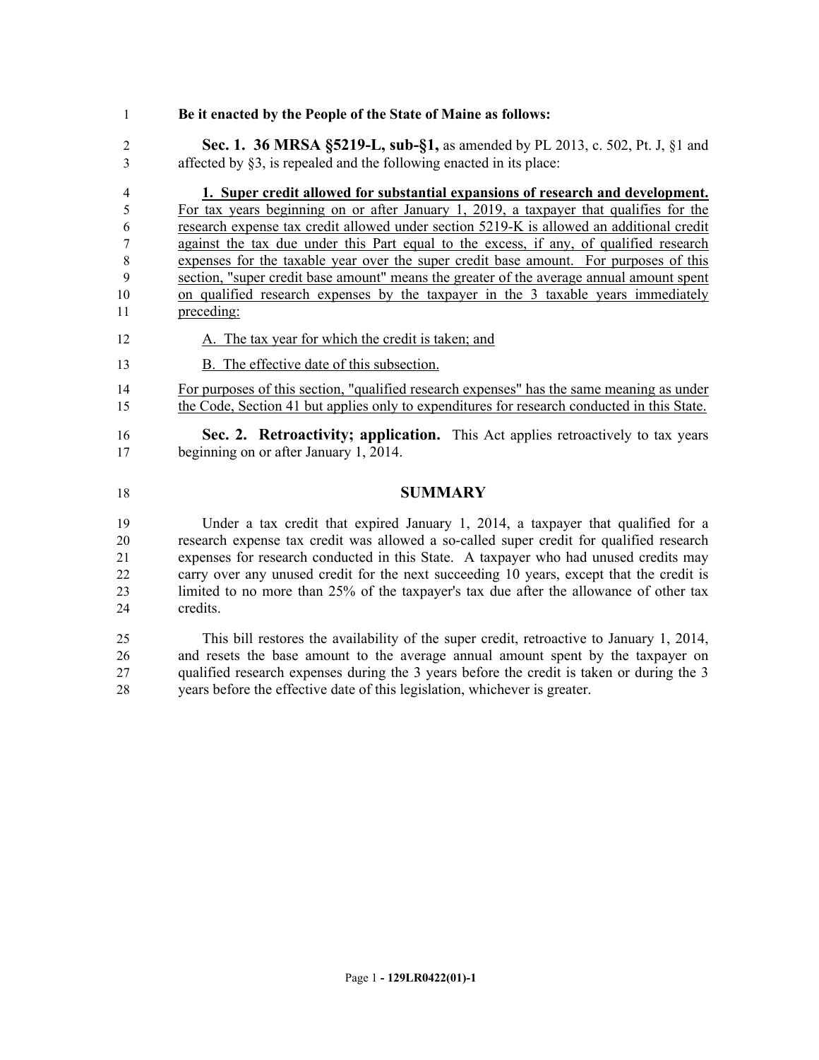**Be it enacted by the People of the State of Maine as follows:**

**Sec. 1. 36 MRSA §5219-L, sub-§1,** as amended by PL 2013, c. 502, Pt. J, §1 and affected by §3, is repealed and the following enacted in its place:

**1. Super credit allowed for substantial expansions of research and development.** For tax years beginning on or after January 1, 2019, a taxpayer that qualifies for the research expense tax credit allowed under section 5219-K is allowed an additional credit against the tax due under this Part equal to the excess, if any, of qualified research expenses for the taxable year over the super credit base amount. For purposes of this section, "super credit base amount" means the greater of the average annual amount spent on qualified research expenses by the taxpayer in the 3 taxable years immediately preceding:

A. The tax year for which the credit is taken; and

B. The effective date of this subsection.

For purposes of this section, "qualified research expenses" has the same meaning as under the Code, Section 41 but applies only to expenditures for research conducted in this State.

**Sec. 2. Retroactivity; application.** This Act applies retroactively to tax years beginning on or after January 1, 2014.

## SUMMARY

Under a tax credit that expired January 1, 2014, a taxpayer that qualified for a research expense tax credit was allowed a so-called super credit for qualified research expenses for research conducted in this State. A taxpayer who had unused credits may carry over any unused credit for the next succeeding 10 years, except that the credit is limited to no more than 25% of the taxpayer's tax due after the allowance of other tax credits.

This bill restores the availability of the super credit, retroactive to January 1, 2014, and resets the base amount to the average annual amount spent by the taxpayer on qualified research expenses during the 3 years before the credit is taken or during the 3 years before the effective date of this legislation, whichever is greater.